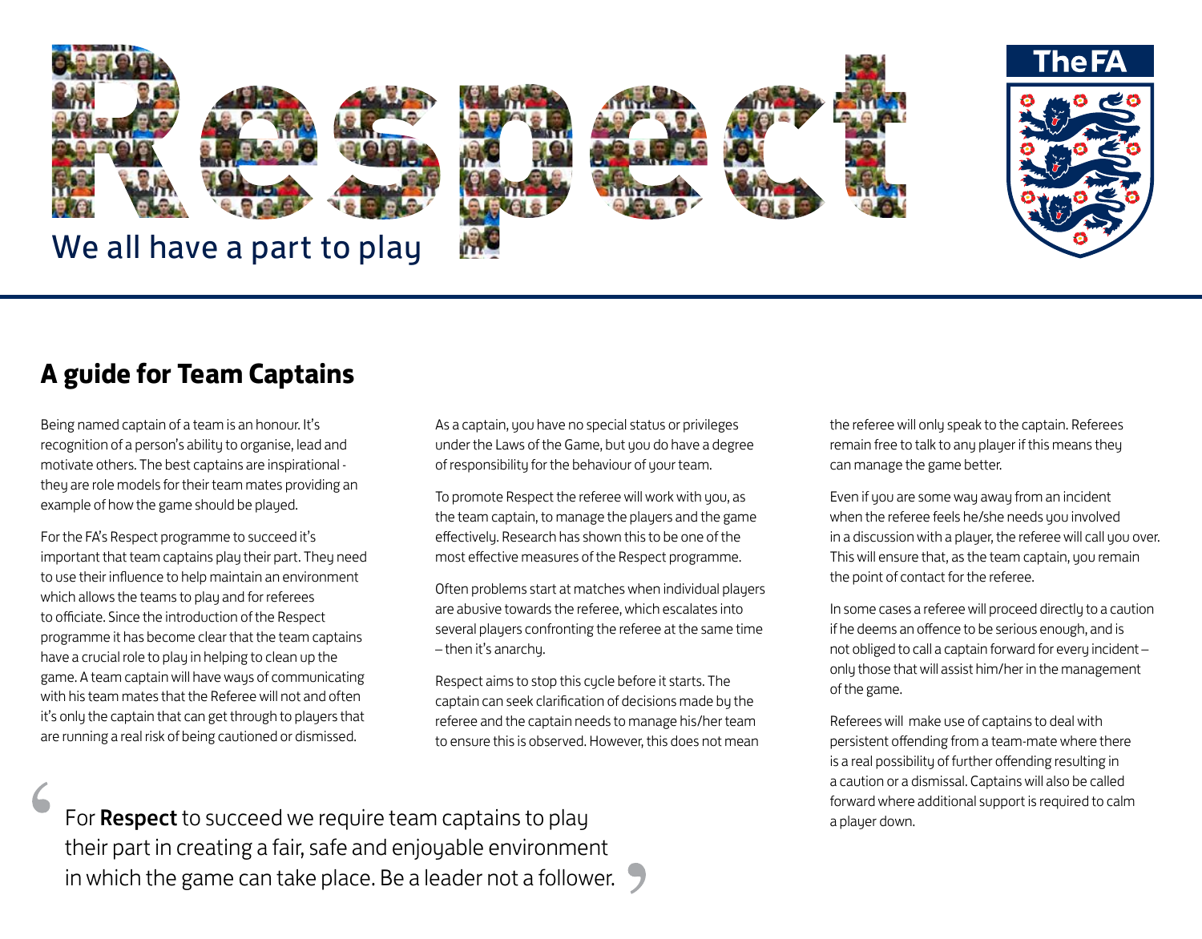# Respect

We all have a part to play

The FA

## A guide for Team Captains

Being named captain of a team is an honour. It's recognition of a person's ability to organise, lead and motivate others. The best captains are inspirational - they are role models for their team mates providing an example of how the game should be played.

For the FA's Respect programme to succeed it's important that team captains play their part. They need to use their influence to help maintain an environment which allows the teams to play and for referees to officiate. Since the introduction of the Respect programme it has become clear that the team captains have a crucial role to play in helping to clean up the game. A team captain will have ways of communicating with his team mates that the Referee will not and often it's only the captain that can get through to players that are running a real risk of being cautioned or dismissed.

As a captain, you have no special status or privileges under the Laws of the Game, but you do have a degree of responsibility for the behaviour of your team.

To promote Respect the referee will work with you, as the team captain, to manage the players and the game effectively. Research has shown this to be one of the most effective measures of the Respect programme.

Often problems start at matches when individual players are abusive towards the referee, which escalates into several players confronting the referee at the same time – then it's anarchy.

Respect aims to stop this cycle before it starts. The captain can seek clarification of decisions made by the referee and the captain needs to manage his/her team to ensure this is observed. However, this does not mean the referee will only speak to the captain. Referees remain free to talk to any player if this means they can manage the game better.

Even if you are some way away from an incident when the referee feels he/she needs you involved in a discussion with a player, the referee will call you over. This will ensure that, as the team captain, you remain the point of contact for the referee.

In some cases a referee will proceed directly to a caution if he deems an offence to be serious enough, and is not obliged to call a captain forward for every incident – only those that will assist him/her in the management of the game.

Referees will make use of captains to deal with persistent offending from a team-mate where there is a real possibility of further offending resulting in a caution or a dismissal. Captains will also be called forward where additional support is required to calm a player down.

> “For **Respect** to succeed we require team captains to play their part in creating a fair, safe and enjoyable environment in which the game can take place. Be a leader not a follower.”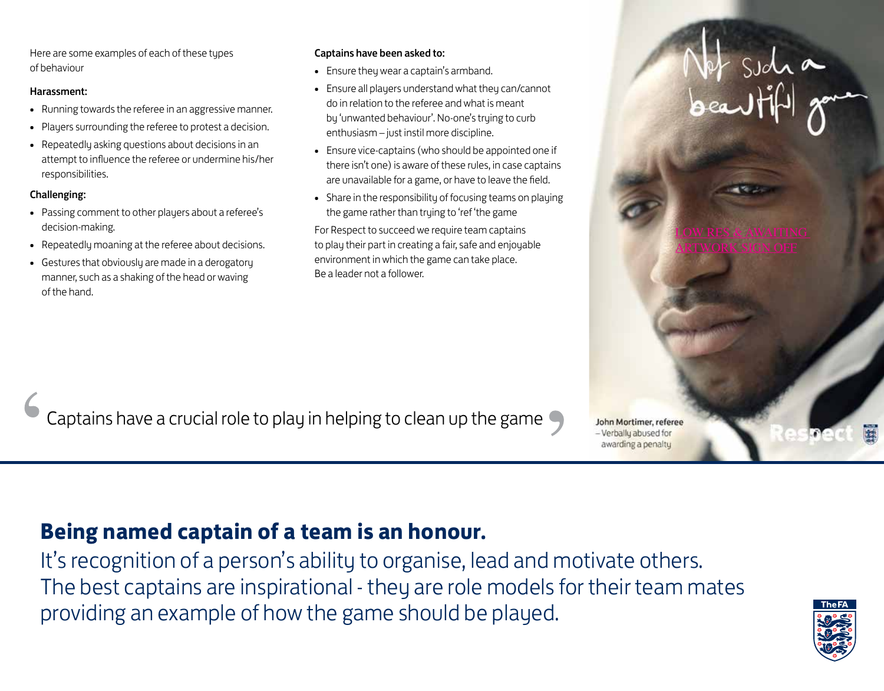Here are some examples of each of these types of behaviour

**Harassment:**

- Running towards the referee in an aggressive manner.
- Players surrounding the referee to protest a decision.
- Repeatedly asking questions about decisions in an attempt to influence the referee or undermine his/her responsibilities.

**Challenging:**

- Passing comment to other players about a referee's decision-making.
- Repeatedly moaning at the referee about decisions.
- Gestures that obviously are made in a derogatory manner, such as a shaking of the head or waving of the hand.

**Captains have been asked to:**

- Ensure they wear a captain's armband.
- Ensure all players understand what they can/cannot do in relation to the referee and what is meant by 'unwanted behaviour'. No-one's trying to curb enthusiasm – just instil more discipline.
- Ensure vice-captains (who should be appointed one if there isn't one) is aware of these rules, in case captains are unavailable for a game, or have to leave the field.
- Share in the responsibility of focusing teams on playing the game rather than trying to 'ref 'the game

For Respect to succeed we require team captains to play their part in creating a fair, safe and enjoyable environment in which the game can take place. Be a leader not a follower.

> Captains have a crucial role to play in helping to clean up the game

Not such a beautiful game

LOW RES & AWAITING ARTWORK SIGN OFF

John Mortimer, referee – Verbally abused for awarding a penalty

Respect

## Being named captain of a team is an honour.

It's recognition of a person's ability to organise, lead and motivate others. The best captains are inspirational - they are role models for their team mates providing an example of how the game should be played.

The FA